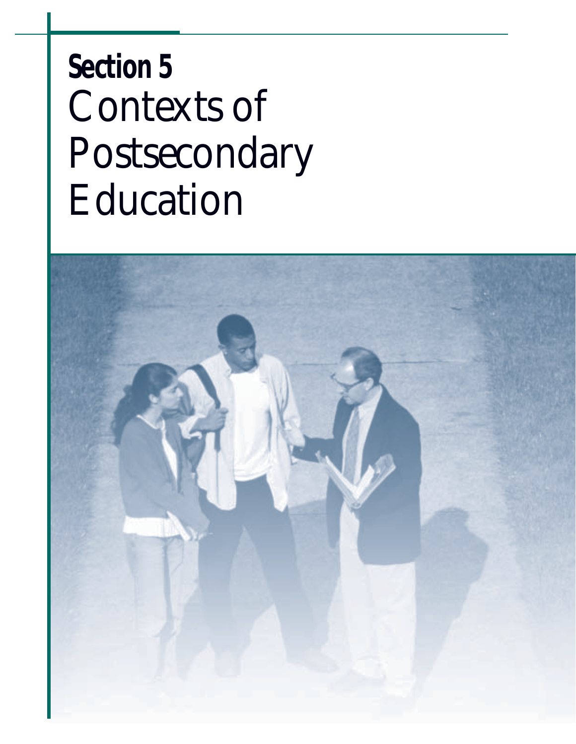# Section 5
# Contexts of Postsecondary Education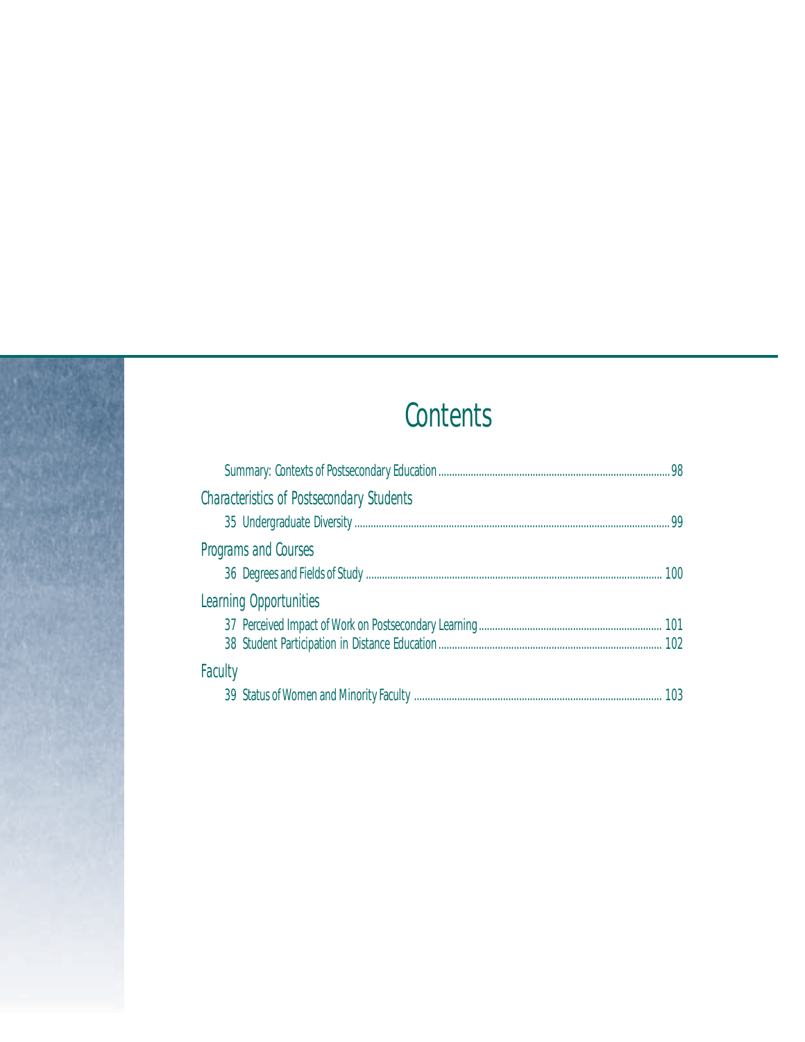# Contents

Summary: Contexts of Postsecondary Education ........ 98

*Characteristics of Postsecondary Students*

35 Undergraduate Diversity ........ 99

*Programs and Courses*

36 Degrees and Fields of Study ........ 100

*Learning Opportunities*

37 Perceived Impact of Work on Postsecondary Learning ........ 101

38 Student Participation in Distance Education ........ 102

*Faculty*

39 Status of Women and Minority Faculty ........ 103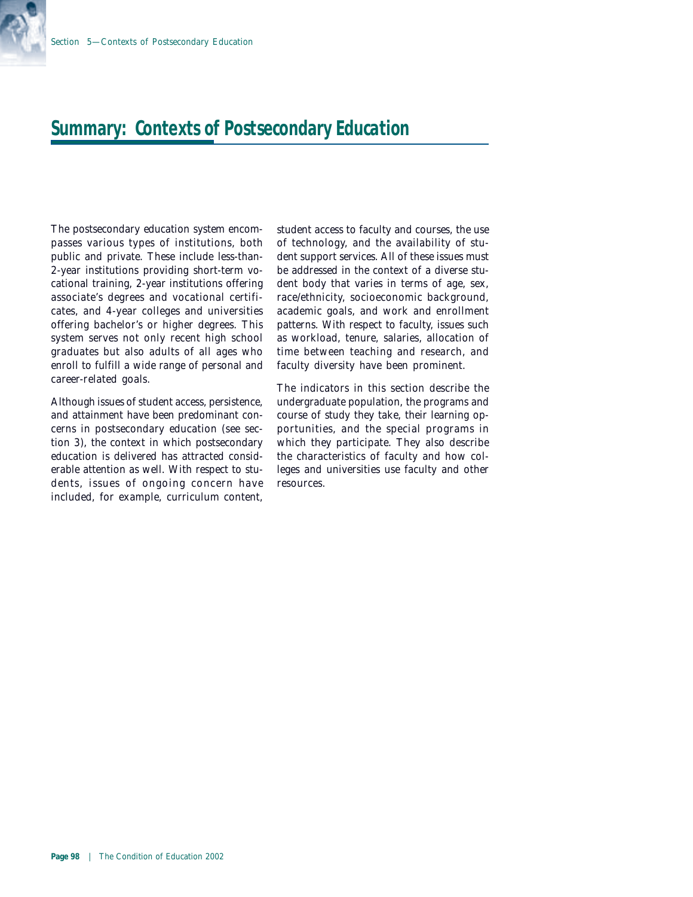# Summary: Contexts of Postsecondary Education

The postsecondary education system encompasses various types of institutions, both public and private. These include less-than-2-year institutions providing short-term vocational training, 2-year institutions offering associate's degrees and vocational certificates, and 4-year colleges and universities offering bachelor's or higher degrees. This system serves not only recent high school graduates but also adults of all ages who enroll to fulfill a wide range of personal and career-related goals.

Although issues of student access, persistence, and attainment have been predominant concerns in postsecondary education (see section 3), the context in which postsecondary education is delivered has attracted considerable attention as well. With respect to students, issues of ongoing concern have included, for example, curriculum content, student access to faculty and courses, the use of technology, and the availability of student support services. All of these issues must be addressed in the context of a diverse student body that varies in terms of age, sex, race/ethnicity, socioeconomic background, academic goals, and work and enrollment patterns. With respect to faculty, issues such as workload, tenure, salaries, allocation of time between teaching and research, and faculty diversity have been prominent.

The indicators in this section describe the undergraduate population, the programs and course of study they take, their learning opportunities, and the special programs in which they participate. They also describe the characteristics of faculty and how colleges and universities use faculty and other resources.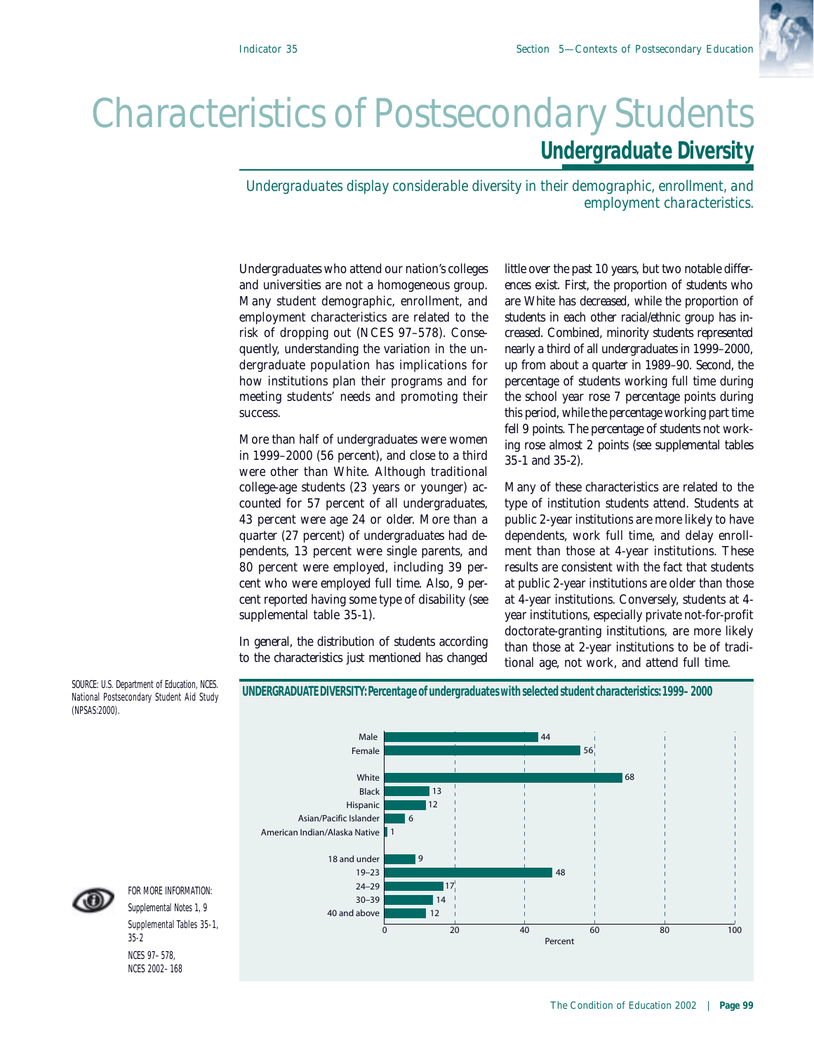# Characteristics of Postsecondary Students

## Undergraduate Diversity

*Undergraduates display considerable diversity in their demographic, enrollment, and employment characteristics.*

Undergraduates who attend our nation's colleges and universities are not a homogeneous group. Many student demographic, enrollment, and employment characteristics are related to the risk of dropping out (NCES 97–578). Consequently, understanding the variation in the undergraduate population has implications for how institutions plan their programs and for meeting students' needs and promoting their success.

More than half of undergraduates were women in 1999–2000 (56 percent), and close to a third were other than White. Although traditional college-age students (23 years or younger) accounted for 57 percent of all undergraduates, 43 percent were age 24 or older. More than a quarter (27 percent) of undergraduates had dependents, 13 percent were single parents, and 80 percent were employed, including 39 percent who were employed full time. Also, 9 percent reported having some type of disability (see supplemental table 35-1).

In general, the distribution of students according to the characteristics just mentioned has changed little over the past 10 years, but two notable differences exist. First, the proportion of students who are White has decreased, while the proportion of students in each other racial/ethnic group has increased. Combined, minority students represented nearly a third of all undergraduates in 1999–2000, up from about a quarter in 1989–90. Second, the percentage of students working full time during the school year rose 7 percentage points during this period, while the percentage working part time fell 9 points. The percentage of students not working rose almost 2 points (see supplemental tables 35-1 and 35-2).

Many of these characteristics are related to the type of institution students attend. Students at public 2-year institutions are more likely to have dependents, work full time, and delay enrollment than those at 4-year institutions. These results are consistent with the fact that students at public 2-year institutions are older than those at 4-year institutions. Conversely, students at 4-year institutions, especially private not-for-profit doctorate-granting institutions, are more likely than those at 2-year institutions to be of traditional age, not work, and attend full time.

**UNDERGRADUATE DIVERSITY: Percentage of undergraduates with selected student characteristics: 1999–2000**

| Characteristic | Percent |
|---|---|
| Male | 44 |
| Female | 56 |
| White | 68 |
| Black | 13 |
| Hispanic | 12 |
| Asian/Pacific Islander | 6 |
| American Indian/Alaska Native | 1 |
| 18 and under | 9 |
| 19–23 | 48 |
| 24–29 | 17 |
| 30–39 | 14 |
| 40 and above | 12 |

SOURCE: U.S. Department of Education, NCES. National Postsecondary Student Aid Study (NPSAS:2000).

FOR MORE INFORMATION:
Supplemental Notes 1, 9
Supplemental Tables 35-1, 35-2
NCES 97–578,
NCES 2002–168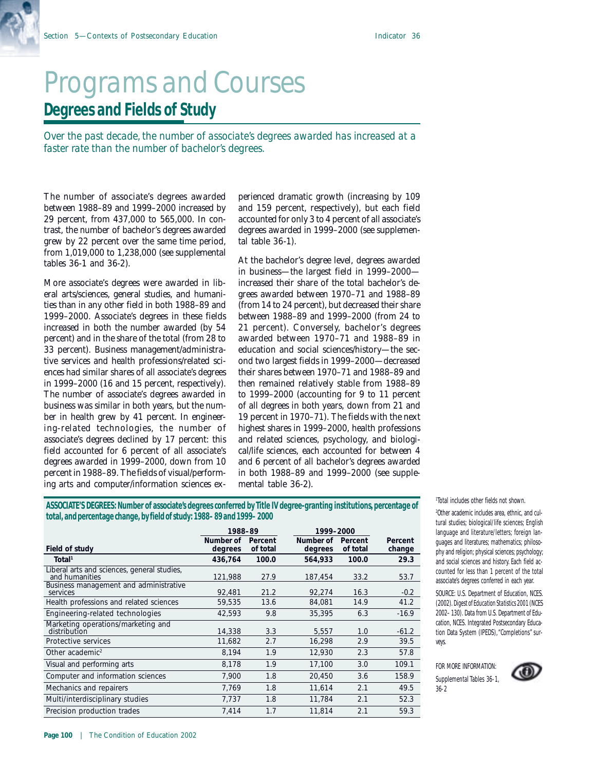# Programs and Courses

## Degrees and Fields of Study

*Over the past decade, the number of associate's degrees awarded has increased at a faster rate than the number of bachelor's degrees.*

The number of associate's degrees awarded between 1988–89 and 1999–2000 increased by 29 percent, from 437,000 to 565,000. In contrast, the number of bachelor's degrees awarded grew by 22 percent over the same time period, from 1,019,000 to 1,238,000 (see supplemental tables 36-1 and 36-2).

More associate's degrees were awarded in liberal arts/sciences, general studies, and humanities than in any other field in both 1988–89 and 1999–2000. Associate's degrees in these fields increased in both the number awarded (by 54 percent) and in the share of the total (from 28 to 33 percent). Business management/administrative services and health professions/related sciences had similar shares of all associate's degrees in 1999–2000 (16 and 15 percent, respectively). The number of associate's degrees awarded in business was similar in both years, but the number in health grew by 41 percent. In engineering-related technologies, the number of associate's degrees declined by 17 percent: this field accounted for 6 percent of all associate's degrees awarded in 1999–2000, down from 10 percent in 1988–89. The fields of visual/performing arts and computer/information sciences experienced dramatic growth (increasing by 109 and 159 percent, respectively), but each field accounted for only 3 to 4 percent of all associate's degrees awarded in 1999–2000 (see supplemental table 36-1).

At the bachelor's degree level, degrees awarded in business—the largest field in 1999–2000—increased their share of the total bachelor's degrees awarded between 1970–71 and 1988–89 (from 14 to 24 percent), but decreased their share between 1988–89 and 1999–2000 (from 24 to 21 percent). Conversely, bachelor's degrees awarded between 1970–71 and 1988–89 in education and social sciences/history—the second two largest fields in 1999–2000—decreased their shares between 1970–71 and 1988–89 and then remained relatively stable from 1988–89 to 1999–2000 (accounting for 9 to 11 percent of all degrees in both years, down from 21 and 19 percent in 1970–71). The fields with the next highest shares in 1999–2000, health professions and related sciences, psychology, and biological/life sciences, each accounted for between 4 and 6 percent of all bachelor's degrees awarded in both 1988–89 and 1999–2000 (see supplemental table 36-2).

**ASSOCIATE'S DEGREES: Number of associate's degrees conferred by Title IV degree-granting institutions, percentage of total, and percentage change, by field of study: 1988–89 and 1999–2000**

| | 1988–89 | | 1999–2000 | | |
|---|---|---|---|---|---|
| Field of study | Number of degrees | Percent of total | Number of degrees | Percent of total | Percent change |
| **Total[1]** | **436,764** | **100.0** | **564,933** | **100.0** | **29.3** |
| Liberal arts and sciences, general studies, and humanities | 121,988 | 27.9 | 187,454 | 33.2 | 53.7 |
| Business management and administrative services | 92,481 | 21.2 | 92,274 | 16.3 | -0.2 |
| Health professions and related sciences | 59,535 | 13.6 | 84,081 | 14.9 | 41.2 |
| Engineering-related technologies | 42,593 | 9.8 | 35,395 | 6.3 | -16.9 |
| Marketing operations/marketing and distribution | 14,338 | 3.3 | 5,557 | 1.0 | -61.2 |
| Protective services | 11,682 | 2.7 | 16,298 | 2.9 | 39.5 |
| Other academic[2] | 8,194 | 1.9 | 12,930 | 2.3 | 57.8 |
| Visual and performing arts | 8,178 | 1.9 | 17,100 | 3.0 | 109.1 |
| Computer and information sciences | 7,900 | 1.8 | 20,450 | 3.6 | 158.9 |
| Mechanics and repairers | 7,769 | 1.8 | 11,614 | 2.1 | 49.5 |
| Multi/interdisciplinary studies | 7,737 | 1.8 | 11,784 | 2.1 | 52.3 |
| Precision production trades | 7,414 | 1.7 | 11,814 | 2.1 | 59.3 |

[1]Total includes other fields not shown.

[2]Other academic includes area, ethnic, and cultural studies; biological/life sciences; English language and literature/letters; foreign languages and literatures; mathematics; philosophy and religion; physical sciences; psychology; and social sciences and history. Each field accounted for less than 1 percent of the total associate's degrees conferred in each year.

SOURCE: U.S. Department of Education, NCES. (2002). *Digest of Education Statistics 2001* (NCES 2002–130). Data from U.S. Department of Education, NCES. Integrated Postsecondary Education Data System (IPEDS), "Completions" surveys.

FOR MORE INFORMATION: Supplemental Tables 36-1, 36-2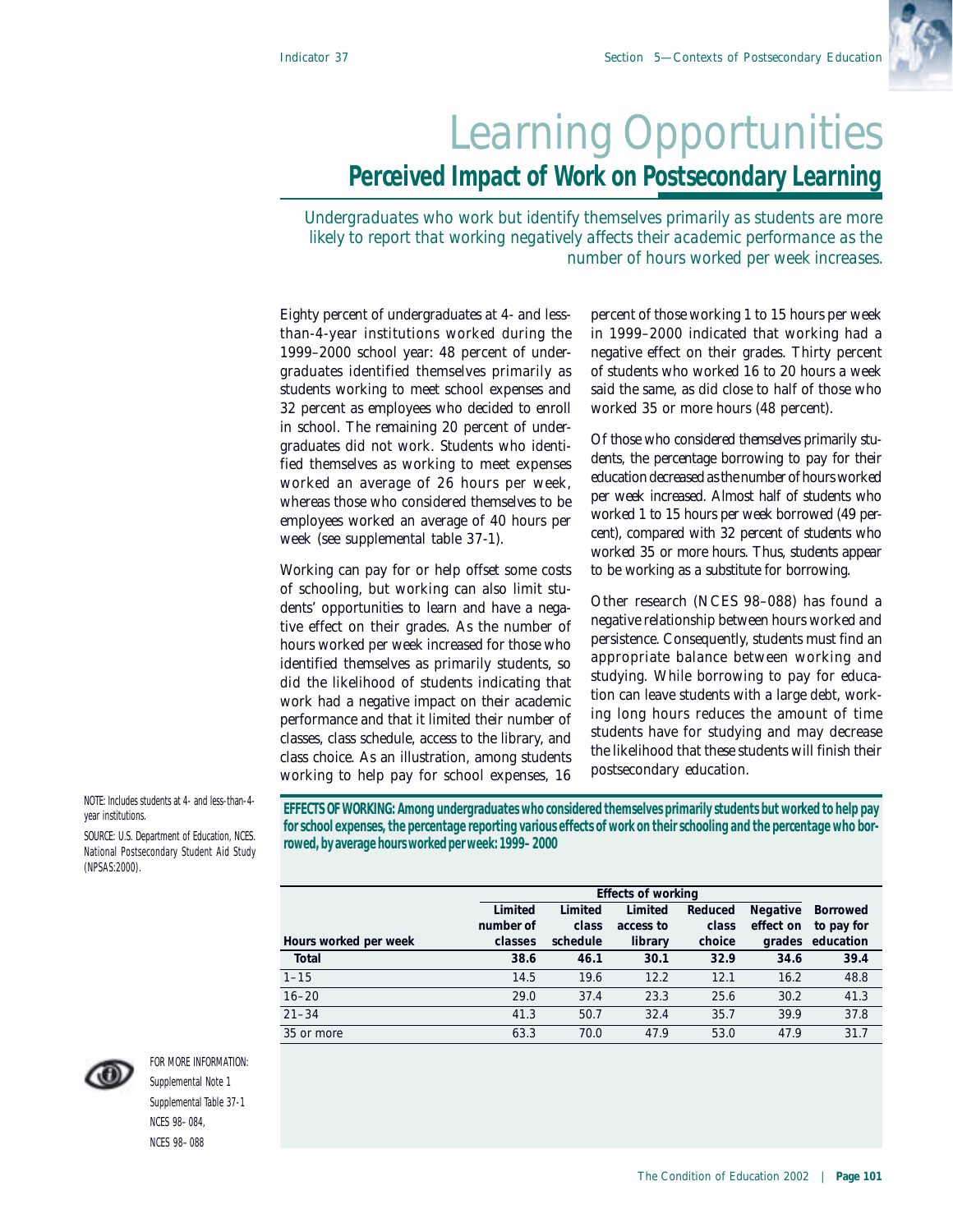# Learning Opportunities

## Perceived Impact of Work on Postsecondary Learning

*Undergraduates who work but identify themselves primarily as students are more likely to report that working negatively affects their academic performance as the number of hours worked per week increases.*

Eighty percent of undergraduates at 4- and less-than-4-year institutions worked during the 1999–2000 school year: 48 percent of undergraduates identified themselves primarily as students working to meet school expenses and 32 percent as employees who decided to enroll in school. The remaining 20 percent of undergraduates did not work. Students who identified themselves as working to meet expenses worked an average of 26 hours per week, whereas those who considered themselves to be employees worked an average of 40 hours per week (see supplemental table 37-1).

Working can pay for or help offset some costs of schooling, but working can also limit students' opportunities to learn and have a negative effect on their grades. As the number of hours worked per week increased for those who identified themselves as primarily students, so did the likelihood of students indicating that work had a negative impact on their academic performance and that it limited their number of classes, class schedule, access to the library, and class choice. As an illustration, among students working to help pay for school expenses, 16 percent of those working 1 to 15 hours per week in 1999–2000 indicated that working had a negative effect on their grades. Thirty percent of students who worked 16 to 20 hours a week said the same, as did close to half of those who worked 35 or more hours (48 percent).

Of those who considered themselves primarily students, the percentage borrowing to pay for their education decreased as the number of hours worked per week increased. Almost half of students who worked 1 to 15 hours per week borrowed (49 percent), compared with 32 percent of students who worked 35 or more hours. Thus, students appear to be working as a substitute for borrowing.

Other research (NCES 98–088) has found a negative relationship between hours worked and persistence. Consequently, students must find an appropriate balance between working and studying. While borrowing to pay for education can leave students with a large debt, working long hours reduces the amount of time students have for studying and may decrease the likelihood that these students will finish their postsecondary education.

**EFFECTS OF WORKING: Among undergraduates who considered themselves primarily students but worked to help pay for school expenses, the percentage reporting various effects of work on their schooling and the percentage who borrowed, by average hours worked per week: 1999–2000**

| | Effects of working | | | | | |
|---|---|---|---|---|---|---|
| Hours worked per week | Limited number of classes | Limited class schedule | Limited access to library | Reduced class choice | Negative effect on grades | Borrowed to pay for education |
| **Total** | **38.6** | **46.1** | **30.1** | **32.9** | **34.6** | **39.4** |
| 1–15 | 14.5 | 19.6 | 12.2 | 12.1 | 16.2 | 48.8 |
| 16–20 | 29.0 | 37.4 | 23.3 | 25.6 | 30.2 | 41.3 |
| 21–34 | 41.3 | 50.7 | 32.4 | 35.7 | 39.9 | 37.8 |
| 35 or more | 63.3 | 70.0 | 47.9 | 53.0 | 47.9 | 31.7 |

NOTE: Includes students at 4- and less-than-4-year institutions.

SOURCE: U.S. Department of Education, NCES. National Postsecondary Student Aid Study (NPSAS:2000).

FOR MORE INFORMATION:
Supplemental Note 1
Supplemental Table 37-1
NCES 98–084,
NCES 98–088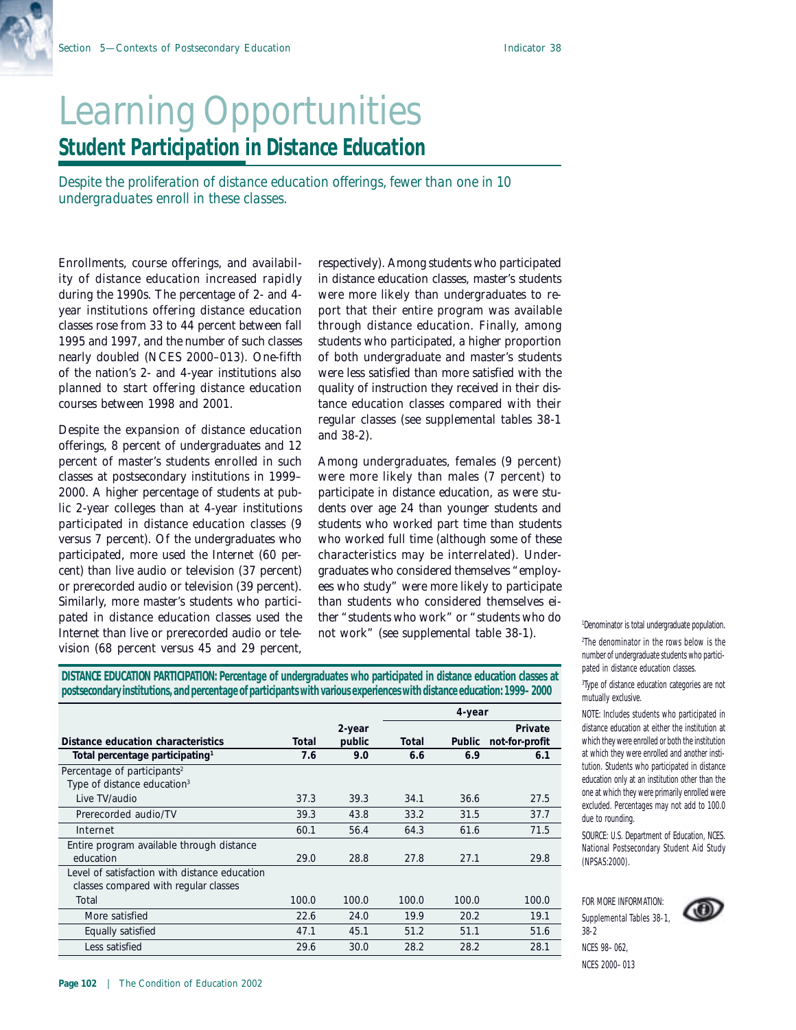# Learning Opportunities

## Student Participation in Distance Education

*Despite the proliferation of distance education offerings, fewer than one in 10 undergraduates enroll in these classes.*

Enrollments, course offerings, and availability of distance education increased rapidly during the 1990s. The percentage of 2- and 4-year institutions offering distance education classes rose from 33 to 44 percent between fall 1995 and 1997, and the number of such classes nearly doubled (NCES 2000–013). One-fifth of the nation's 2- and 4-year institutions also planned to start offering distance education courses between 1998 and 2001.

Despite the expansion of distance education offerings, 8 percent of undergraduates and 12 percent of master's students enrolled in such classes at postsecondary institutions in 1999–2000. A higher percentage of students at public 2-year colleges than at 4-year institutions participated in distance education classes (9 versus 7 percent). Of the undergraduates who participated, more used the Internet (60 percent) than live audio or television (37 percent) or prerecorded audio or television (39 percent). Similarly, more master's students who participated in distance education classes used the Internet than live or prerecorded audio or television (68 percent versus 45 and 29 percent, respectively). Among students who participated in distance education classes, master's students were more likely than undergraduates to report that their entire program was available through distance education. Finally, among students who participated, a higher proportion of both undergraduate and master's students were less satisfied than more satisfied with the quality of instruction they received in their distance education classes compared with their regular classes (see supplemental tables 38-1 and 38-2).

Among undergraduates, females (9 percent) were more likely than males (7 percent) to participate in distance education, as were students over age 24 than younger students and students who worked part time than students who worked full time (although some of these characteristics may be interrelated). Undergraduates who considered themselves "employees who study" were more likely to participate than students who considered themselves either "students who work" or "students who do not work" (see supplemental table 38-1).

**DISTANCE EDUCATION PARTICIPATION: Percentage of undergraduates who participated in distance education classes at postsecondary institutions, and percentage of participants with various experiences with distance education: 1999–2000**

| | | | 4-year | | |
|---|---|---|---|---|---|
| Distance education characteristics | Total | 2-year public | Total | Public | Private not-for-profit |
| **Total percentage participating**[1] | **7.6** | **9.0** | **6.6** | **6.9** | **6.1** |
| Percentage of participants[2] | | | | | |
| Type of distance education[3] | | | | | |
| Live TV/audio | 37.3 | 39.3 | 34.1 | 36.6 | 27.5 |
| Prerecorded audio/TV | 39.3 | 43.8 | 33.2 | 31.5 | 37.7 |
| Internet | 60.1 | 56.4 | 64.3 | 61.6 | 71.5 |
| Entire program available through distance education | 29.0 | 28.8 | 27.8 | 27.1 | 29.8 |
| Level of satisfaction with distance education classes compared with regular classes | | | | | |
| Total | 100.0 | 100.0 | 100.0 | 100.0 | 100.0 |
| More satisfied | 22.6 | 24.0 | 19.9 | 20.2 | 19.1 |
| Equally satisfied | 47.1 | 45.1 | 51.2 | 51.1 | 51.6 |
| Less satisfied | 29.6 | 30.0 | 28.2 | 28.2 | 28.1 |

[1]Denominator is total undergraduate population.

[2]The denominator in the rows below is the number of undergraduate students who participated in distance education classes.

[3]Type of distance education categories are not mutually exclusive.

NOTE: Includes students who participated in distance education at either the institution at which they were enrolled or both the institution at which they were enrolled and another institution. Students who participated in distance education only at an institution other than the one at which they were primarily enrolled were excluded. Percentages may not add to 100.0 due to rounding.

SOURCE: U.S. Department of Education, NCES. National Postsecondary Student Aid Study (NPSAS:2000).

FOR MORE INFORMATION:
Supplemental Tables 38-1, 38-2
NCES 98–062,
NCES 2000–013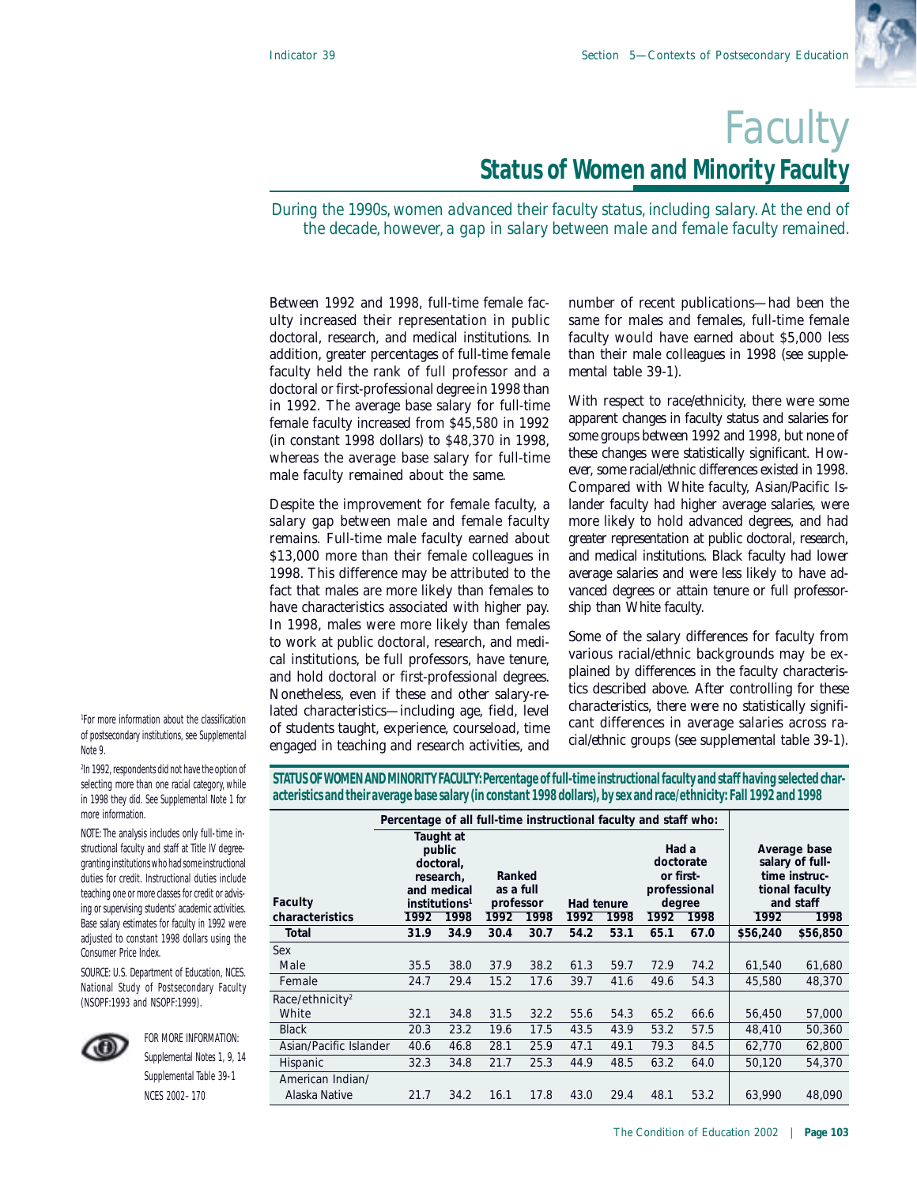# Faculty

## Status of Women and Minority Faculty

*During the 1990s, women advanced their faculty status, including salary. At the end of the decade, however, a gap in salary between male and female faculty remained.*

Between 1992 and 1998, full-time female faculty increased their representation in public doctoral, research, and medical institutions. In addition, greater percentages of full-time female faculty held the rank of full professor and a doctoral or first-professional degree in 1998 than in 1992. The average base salary for full-time female faculty increased from $45,580 in 1992 (in constant 1998 dollars) to $48,370 in 1998, whereas the average base salary for full-time male faculty remained about the same.

Despite the improvement for female faculty, a salary gap between male and female faculty remains. Full-time male faculty earned about $13,000 more than their female colleagues in 1998. This difference may be attributed to the fact that males are more likely than females to have characteristics associated with higher pay. In 1998, males were more likely than females to work at public doctoral, research, and medical institutions, be full professors, have tenure, and hold doctoral or first-professional degrees. Nonetheless, even if these and other salary-related characteristics—including age, field, level of students taught, experience, courseload, time engaged in teaching and research activities, and number of recent publications—had been the same for males and females, full-time female faculty would have earned about $5,000 less than their male colleagues in 1998 (see supplemental table 39-1).

With respect to race/ethnicity, there were some apparent changes in faculty status and salaries for some groups between 1992 and 1998, but none of these changes were statistically significant. However, some racial/ethnic differences existed in 1998. Compared with White faculty, Asian/Pacific Islander faculty had higher average salaries, were more likely to hold advanced degrees, and had greater representation at public doctoral, research, and medical institutions. Black faculty had lower average salaries and were less likely to have advanced degrees or attain tenure or full professorship than White faculty.

Some of the salary differences for faculty from various racial/ethnic backgrounds may be explained by differences in the faculty characteristics described above. After controlling for these characteristics, there were no statistically significant differences in average salaries across racial/ethnic groups (see supplemental table 39-1).

**STATUS OF WOMEN AND MINORITY FACULTY: Percentage of full-time instructional faculty and staff having selected characteristics and their average base salary (in constant 1998 dollars), by sex and race/ethnicity: Fall 1992 and 1998**

| Faculty characteristics | Percentage of all full-time instructional faculty and staff who: Taught at public doctoral, research, and medical institutions[1] | | Ranked as a full professor | | Had tenure | | Had a doctorate or first-professional degree | | Average base salary of full-time instructional faculty and staff | |
|---|---|---|---|---|---|---|---|---|---|---|
| | 1992 | 1998 | 1992 | 1998 | 1992 | 1998 | 1992 | 1998 | 1992 | 1998 |
| **Total** | **31.9** | **34.9** | **30.4** | **30.7** | **54.2** | **53.1** | **65.1** | **67.0** | **$56,240** | **$56,850** |
| Sex | | | | | | | | | | |
| Male | 35.5 | 38.0 | 37.9 | 38.2 | 61.3 | 59.7 | 72.9 | 74.2 | 61,540 | 61,680 |
| Female | 24.7 | 29.4 | 15.2 | 17.6 | 39.7 | 41.6 | 49.6 | 54.3 | 45,580 | 48,370 |
| Race/ethnicity[2] | | | | | | | | | | |
| White | 32.1 | 34.8 | 31.5 | 32.2 | 55.6 | 54.3 | 65.2 | 66.6 | 56,450 | 57,000 |
| Black | 20.3 | 23.2 | 19.6 | 17.5 | 43.5 | 43.9 | 53.2 | 57.5 | 48,410 | 50,360 |
| Asian/Pacific Islander | 40.6 | 46.8 | 28.1 | 25.9 | 47.1 | 49.1 | 79.3 | 84.5 | 62,770 | 62,800 |
| Hispanic | 32.3 | 34.8 | 21.7 | 25.3 | 44.9 | 48.5 | 63.2 | 64.0 | 50,120 | 54,370 |
| American Indian/ Alaska Native | 21.7 | 34.2 | 16.1 | 17.8 | 43.0 | 29.4 | 48.1 | 53.2 | 63,990 | 48,090 |

[1]For more information about the classification of postsecondary institutions, see Supplemental Note 9.

[2]In 1992, respondents did not have the option of selecting more than one racial category, while in 1998 they did. See Supplemental Note 1 for more information.

NOTE: The analysis includes only full-time instructional faculty and staff at Title IV degree-granting institutions who had some instructional duties for credit. Instructional duties include teaching one or more classes for credit or advising or supervising students' academic activities. Base salary estimates for faculty in 1992 were adjusted to constant 1998 dollars using the Consumer Price Index.

SOURCE: U.S. Department of Education, NCES. National Study of Postsecondary Faculty (NSOPF:1993 and NSOPF:1999).

FOR MORE INFORMATION:
Supplemental Notes 1, 9, 14
Supplemental Table 39-1
NCES 2002–170